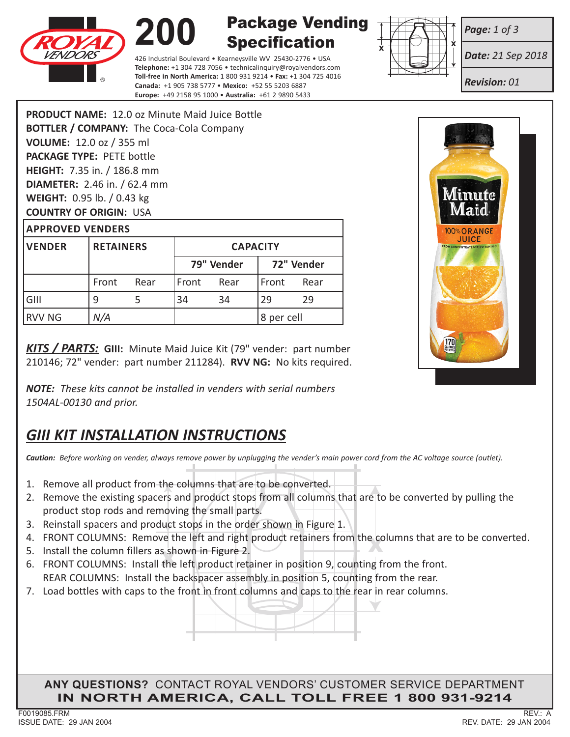# 200 Package Vending Specification

426 Industrial Boulevard • Kearneysville WV 25430-2776 • USA
**Telephone:** +1 304 728 7056 • technicalinquiry@royalvendors.com
**Toll-free in North America:** 1 800 931 9214 • **Fax:** +1 304 725 4016
**Canada:** +1 905 738 5777 • **Mexico:** +52 55 5203 6887
**Europe:** +49 2158 95 1000 • **Australia:** +61 2 9890 5433

**Page:** 1 of 3
**Date:** 21 Sep 2018
**Revision:** 01

**PRODUCT NAME:** 12.0 oz Minute Maid Juice Bottle
**BOTTLER / COMPANY:** The Coca-Cola Company
**VOLUME:** 12.0 oz / 355 ml
**PACKAGE TYPE:** PETE bottle
**HEIGHT:** 7.35 in. / 186.8 mm
**DIAMETER:** 2.46 in. / 62.4 mm
**WEIGHT:** 0.95 lb. / 0.43 kg
**COUNTRY OF ORIGIN:** USA

**APPROVED VENDERS**

| VENDER | RETAINERS | | CAPACITY | | | |
|---|---|---|---|---|---|---|
| | | | 79" Vender | | 72" Vender | |
| | Front | Rear | Front | Rear | Front | Rear |
| GIII | 9 | 5 | 34 | 34 | 29 | 29 |
| RVV NG | *N/A* | | | | 8 per cell | |

***KITS / PARTS:*** **GIII:** Minute Maid Juice Kit (79" vender: part number 210146; 72" vender: part number 211284). **RVV NG:** No kits required.

***NOTE:*** *These kits cannot be installed in venders with serial numbers 1504AL-00130 and prior.*

## *GIII KIT INSTALLATION INSTRUCTIONS*

***Caution:*** *Before working on vender, always remove power by unplugging the vender's main power cord from the AC voltage source (outlet).*

1. Remove all product from the columns that are to be converted.
2. Remove the existing spacers and product stops from all columns that are to be converted by pulling the product stop rods and removing the small parts.
3. Reinstall spacers and product stops in the order shown in Figure 1.
4. FRONT COLUMNS: Remove the left and right product retainers from the columns that are to be converted.
5. Install the column fillers as shown in Figure 2.
6. FRONT COLUMNS: Install the left product retainer in position 9, counting from the front.
   REAR COLUMNS: Install the backspacer assembly in position 5, counting from the rear.
7. Load bottles with caps to the front in front columns and caps to the rear in rear columns.

**ANY QUESTIONS?** CONTACT ROYAL VENDORS' CUSTOMER SERVICE DEPARTMENT
**IN NORTH AMERICA, CALL TOLL FREE 1 800 931-9214**

F0019085.FRM
ISSUE DATE: 29 JAN 2004
REV.: A
REV. DATE: 29 JAN 2004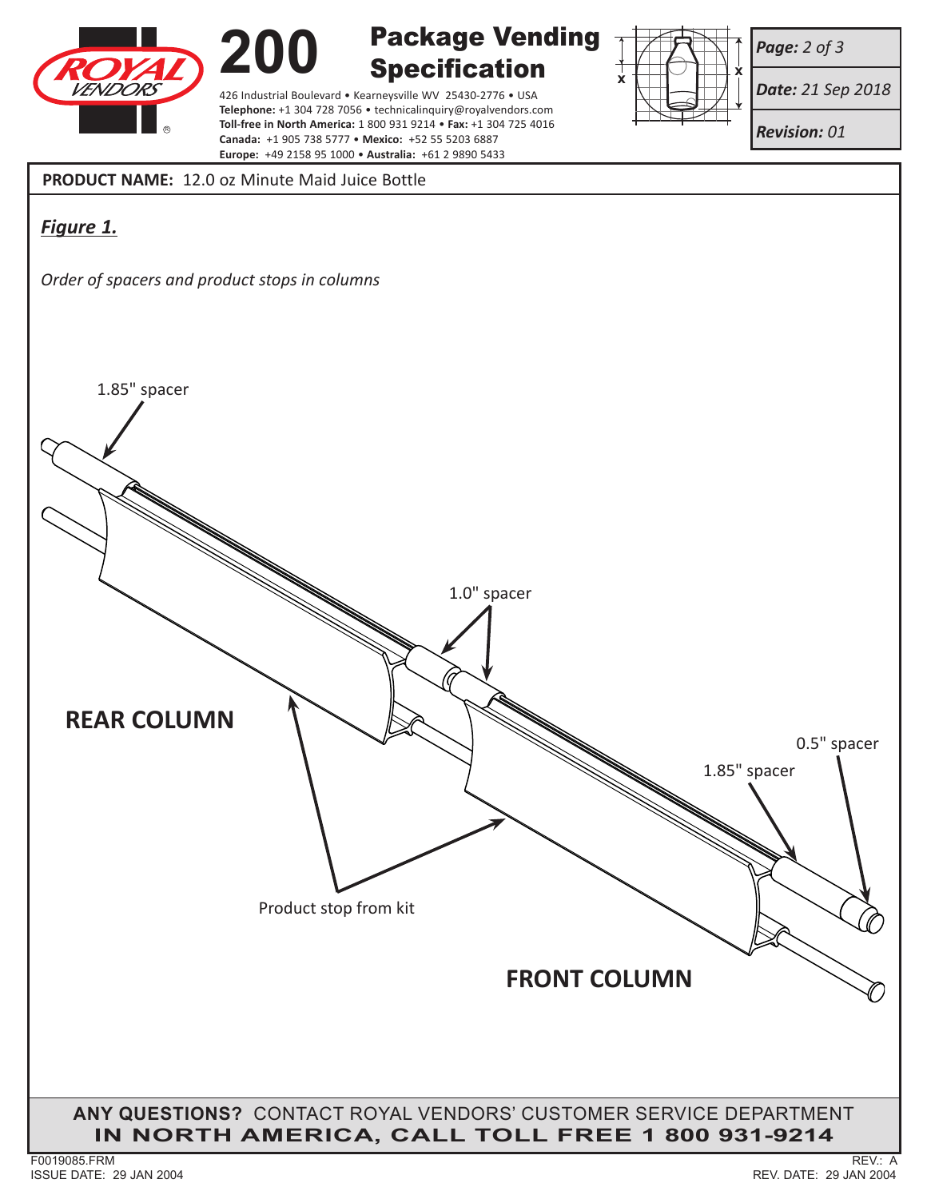**PRODUCT NAME:** 12.0 oz Minute Maid Juice Bottle

***Figure 1.***

*Order of spacers and product stops in columns*

1.85" spacer

1.0" spacer

REAR COLUMN

0.5" spacer

1.85" spacer

Product stop from kit

FRONT COLUMN

**ANY QUESTIONS?** CONTACT ROYAL VENDORS' CUSTOMER SERVICE DEPARTMENT
**IN NORTH AMERICA, CALL TOLL FREE 1 800 931-9214**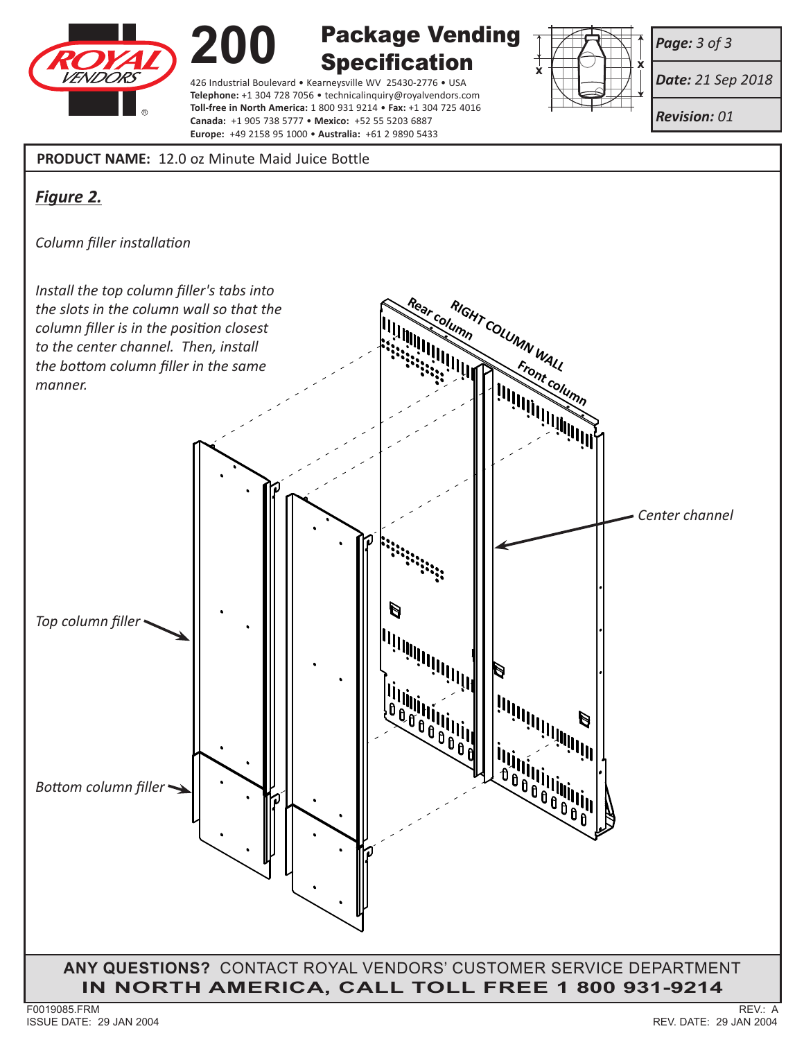# 200 Package Vending Specification

426 Industrial Boulevard • Kearneysville WV 25430-2776 • USA
**Telephone:** +1 304 728 7056 • technicalinquiry@royalvendors.com
**Toll-free in North America:** 1 800 931 9214 • **Fax:** +1 304 725 4016
**Canada:** +1 905 738 5777 • **Mexico:** +52 55 5203 6887
**Europe:** +49 2158 95 1000 • **Australia:** +61 2 9890 5433

***Date:*** *21 Sep 2018*

***Revision:*** *01*

**PRODUCT NAME:** 12.0 oz Minute Maid Juice Bottle

***Figure 2.***

*Column filler installation*

*Install the top column filler's tabs into the slots in the column wall so that the column filler is in the position closest to the center channel. Then, install the bottom column filler in the same manner.*

RIGHT COLUMN WALL

Rear column

Front column

*Center channel*

*Top column filler*

*Bottom column filler*

**ANY QUESTIONS?** CONTACT ROYAL VENDORS' CUSTOMER SERVICE DEPARTMENT
**IN NORTH AMERICA, CALL TOLL FREE 1 800 931-9214**

F0019085.FRM
ISSUE DATE: 29 JAN 2004

REV.: A
REV. DATE: 29 JAN 2004